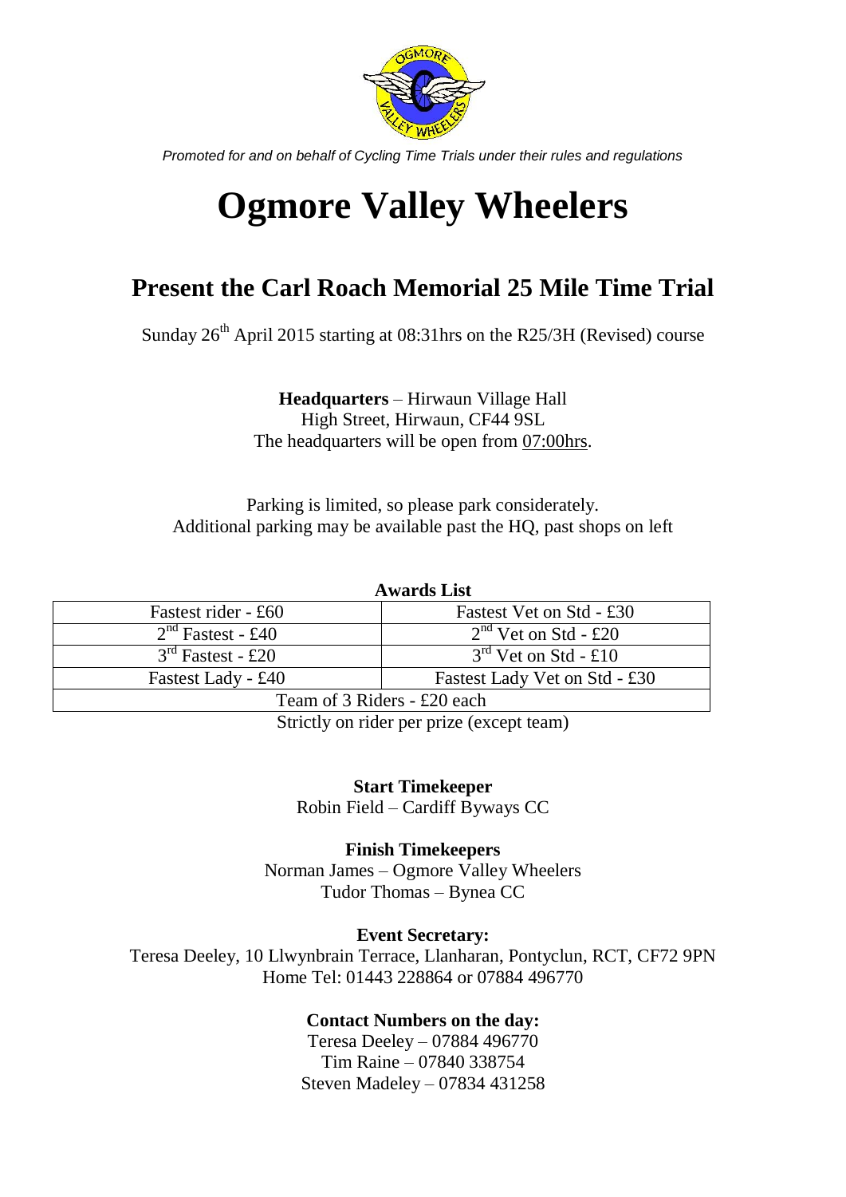*Promoted for and on behalf of Cycling Time Trials under their rules and regulations*

# Ogmore Valley Wheelers

## Present the Carl Roach Memorial 25 Mile Time Trial

Sunday 26th April 2015 starting at 08:31hrs on the R25/3H (Revised) course

**Headquarters** – Hirwaun Village Hall
High Street, Hirwaun, CF44 9SL
The headquarters will be open from 07:00hrs.

Parking is limited, so please park considerately.
Additional parking may be available past the HQ, past shops on left

**Awards List**

| | |
|---|---|
| Fastest rider - £60 | Fastest Vet on Std - £30 |
| 2nd Fastest - £40 | 2nd Vet on Std - £20 |
| 3rd Fastest - £20 | 3rd Vet on Std - £10 |
| Fastest Lady - £40 | Fastest Lady Vet on Std - £30 |
| Team of 3 Riders - £20 each | |

Strictly on rider per prize (except team)

**Start Timekeeper**
Robin Field – Cardiff Byways CC

**Finish Timekeepers**
Norman James – Ogmore Valley Wheelers
Tudor Thomas – Bynea CC

**Event Secretary:**
Teresa Deeley, 10 Llwynbrain Terrace, Llanharan, Pontyclun, RCT, CF72 9PN
Home Tel: 01443 228864 or 07884 496770

**Contact Numbers on the day:**
Teresa Deeley – 07884 496770
Tim Raine – 07840 338754
Steven Madeley – 07834 431258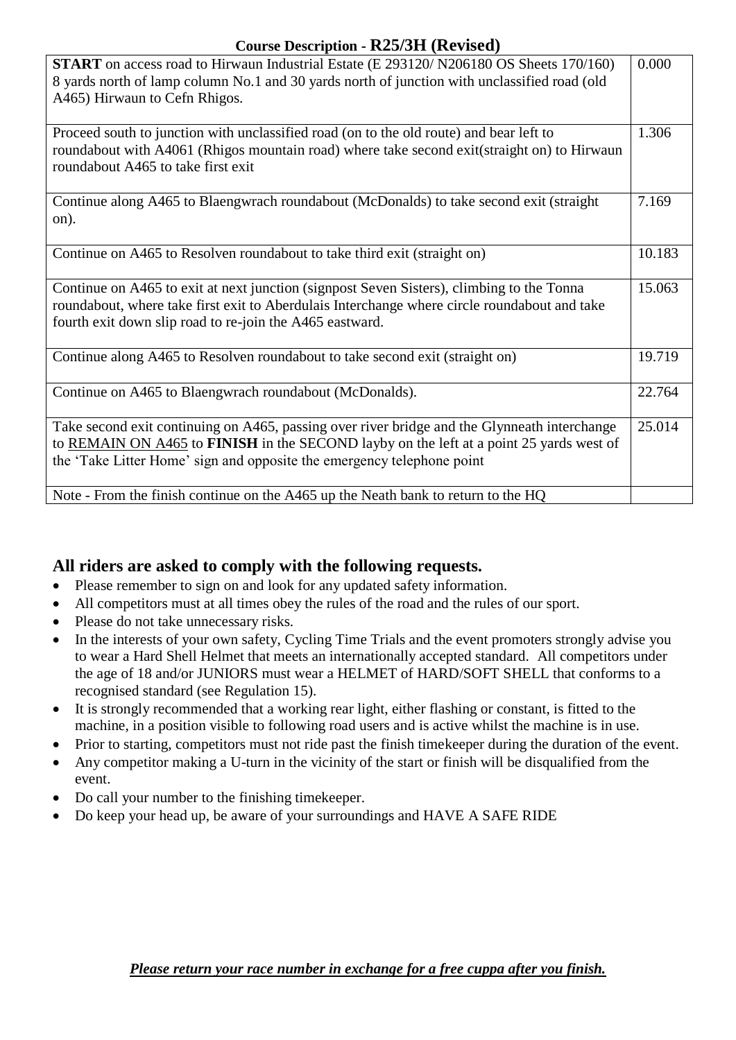## Course Description - R25/3H (Revised)

| | |
|---|---|
| **START** on access road to Hirwaun Industrial Estate (E 293120/ N206180 OS Sheets 170/160) 8 yards north of lamp column No.1 and 30 yards north of junction with unclassified road (old A465) Hirwaun to Cefn Rhigos. | 0.000 |
| Proceed south to junction with unclassified road (on to the old route) and bear left to roundabout with A4061 (Rhigos mountain road) where take second exit(straight on) to Hirwaun roundabout A465 to take first exit | 1.306 |
| Continue along A465 to Blaengwrach roundabout (McDonalds) to take second exit (straight on). | 7.169 |
| Continue on A465 to Resolven roundabout to take third exit (straight on) | 10.183 |
| Continue on A465 to exit at next junction (signpost Seven Sisters), climbing to the Tonna roundabout, where take first exit to Aberdulais Interchange where circle roundabout and take fourth exit down slip road to re-join the A465 eastward. | 15.063 |
| Continue along A465 to Resolven roundabout to take second exit (straight on) | 19.719 |
| Continue on A465 to Blaengwrach roundabout (McDonalds). | 22.764 |
| Take second exit continuing on A465, passing over river bridge and the Glynneath interchange to <u>REMAIN ON A465</u> to **FINISH** in the SECOND layby on the left at a point 25 yards west of the 'Take Litter Home' sign and opposite the emergency telephone point | 25.014 |
| Note - From the finish continue on the A465 up the Neath bank to return to the HQ | |

## All riders are asked to comply with the following requests.

- Please remember to sign on and look for any updated safety information.
- All competitors must at all times obey the rules of the road and the rules of our sport.
- Please do not take unnecessary risks.
- In the interests of your own safety, Cycling Time Trials and the event promoters strongly advise you to wear a Hard Shell Helmet that meets an internationally accepted standard. All competitors under the age of 18 and/or JUNIORS must wear a HELMET of HARD/SOFT SHELL that conforms to a recognised standard (see Regulation 15).
- It is strongly recommended that a working rear light, either flashing or constant, is fitted to the machine, in a position visible to following road users and is active whilst the machine is in use.
- Prior to starting, competitors must not ride past the finish timekeeper during the duration of the event.
- Any competitor making a U-turn in the vicinity of the start or finish will be disqualified from the event.
- Do call your number to the finishing timekeeper.
- Do keep your head up, be aware of your surroundings and HAVE A SAFE RIDE

***<u>Please return your race number in exchange for a free cuppa after you finish.</u>***